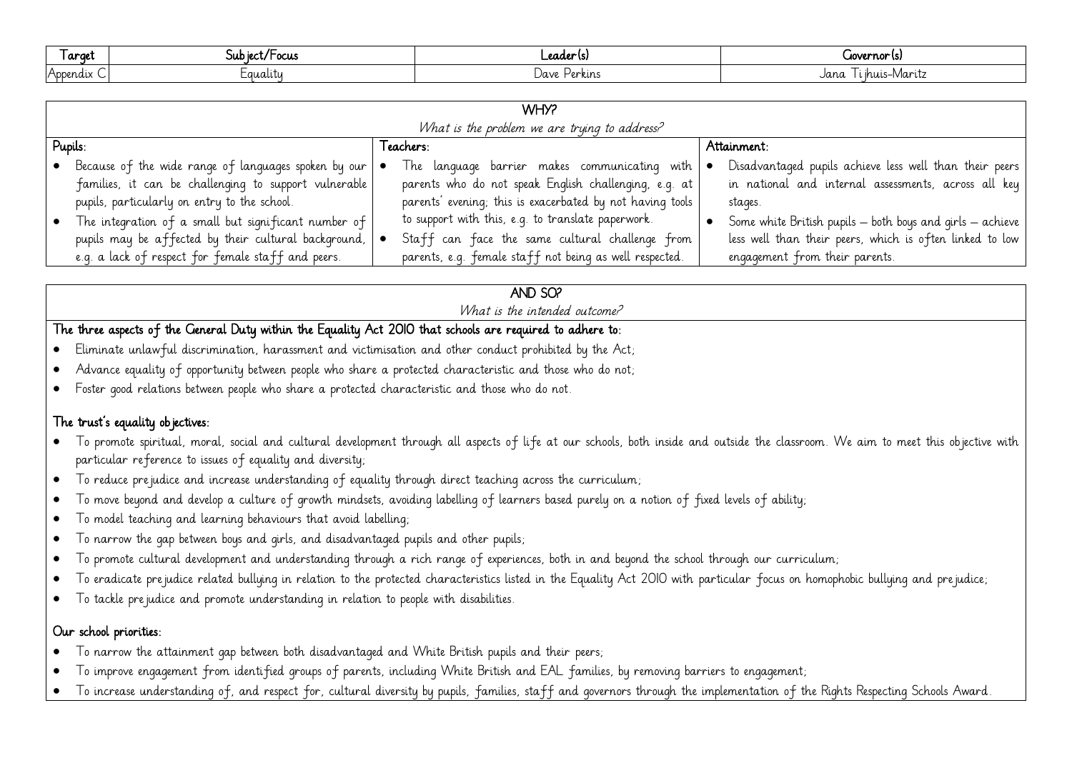| Target | Subject/Focus | Leader(s) | Governor(s) |
| --- | --- | --- | --- |
| Appendix C | Equality | Dave Perkins | Jana Tijhuis-Maritz |

## WHY?

*What is the problem we are trying to address?*

| Pupils: | Teachers: | Attainment: |
| --- | --- | --- |
| • Because of the wide range of languages spoken by our families, it can be challenging to support vulnerable pupils, particularly on entry to the school.<br>• The integration of a small but significant number of pupils may be affected by their cultural background, e.g. a lack of respect for female staff and peers. | • The language barrier makes communicating with parents who do not speak English challenging, e.g. at parents' evening; this is exacerbated by not having tools to support with this, e.g. to translate paperwork.<br>• Staff can face the same cultural challenge from parents, e.g. female staff not being as well respected. | • Disadvantaged pupils achieve less well than their peers in national and internal assessments, across all key stages.<br>• Some white British pupils – both boys and girls – achieve less well than their peers, which is often linked to low engagement from their parents. |

## AND SO?

*What is the intended outcome?*

**The three aspects of the General Duty within the Equality Act 2010 that schools are required to adhere to:**

- Eliminate unlawful discrimination, harassment and victimisation and other conduct prohibited by the Act;
- Advance equality of opportunity between people who share a protected characteristic and those who do not;
- Foster good relations between people who share a protected characteristic and those who do not.

**The trust's equality objectives:**

- To promote spiritual, moral, social and cultural development through all aspects of life at our schools, both inside and outside the classroom. We aim to meet this objective with particular reference to issues of equality and diversity;
- To reduce prejudice and increase understanding of equality through direct teaching across the curriculum;
- To move beyond and develop a culture of growth mindsets, avoiding labelling of learners based purely on a notion of fixed levels of ability;
- To model teaching and learning behaviours that avoid labelling;
- To narrow the gap between boys and girls, and disadvantaged pupils and other pupils;
- To promote cultural development and understanding through a rich range of experiences, both in and beyond the school through our curriculum;
- To eradicate prejudice related bullying in relation to the protected characteristics listed in the Equality Act 2010 with particular focus on homophobic bullying and prejudice;
- To tackle prejudice and promote understanding in relation to people with disabilities.

**Our school priorities:**

- To narrow the attainment gap between both disadvantaged and White British pupils and their peers;
- To improve engagement from identified groups of parents, including White British and EAL families, by removing barriers to engagement;
- To increase understanding of, and respect for, cultural diversity by pupils, families, staff and governors through the implementation of the Rights Respecting Schools Award.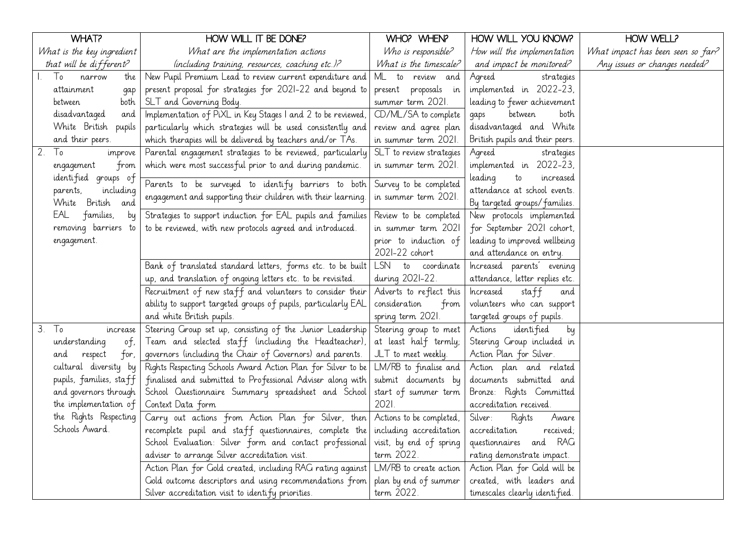| WHAT?<br>*What is the key ingredient that will be different?* | HOW WILL IT BE DONE?<br>*What are the implementation actions (including training, resources, coaching etc.)?* | WHO? WHEN?<br>*Who is responsible? What is the timescale?* | HOW WILL YOU KNOW?<br>*How will the implementation and impact be monitored?* | HOW WELL?<br>*What impact has been seen so far? Any issues or changes needed?* |
|---|---|---|---|---|
| 1. To narrow the attainment gap between both disadvantaged and White British pupils and their peers. | New Pupil Premium Lead to review current expenditure and present proposal for strategies for 2021-22 and beyond to SLT and Governing Body. | ML to review and present proposals in summer term 2021. | Agreed strategies implemented in 2022-23, leading to fewer achievement gaps between both disadvantaged and White British pupils and their peers. | |
| | Implementation of PiXL in Key Stages 1 and 2 to be reviewed, particularly which strategies will be used consistently and which therapies will be delivered by teachers and/or TAs. | CD/ML/SA to complete review and agree plan in summer term 2021. | | |
| 2. To improve engagement from identified groups of parents, including White British and EAL families, by removing barriers to engagement. | Parental engagement strategies to be reviewed, particularly which were most successful prior to and during pandemic. | SLT to review strategies in summer term 2021. | Agreed strategies implemented in 2022-23, leading to increased attendance at school events. By targeted groups/families. | |
| | Parents to be surveyed to identify barriers to both engagement and supporting their children with their learning. | Survey to be completed in summer term 2021. | | |
| | Strategies to support induction for EAL pupils and families to be reviewed, with new protocols agreed and introduced. | Review to be completed in summer term 2021 prior to induction of 2021-22 cohort | New protocols implemented for September 2021 cohort, leading to improved wellbeing and attendance on entry. | |
| | Bank of translated standard letters, forms etc. to be built up, and translation of ongoing letters etc. to be revisited. | LSN to coordinate during 2021-22. | Increased parents' evening attendance, letter replies etc. | |
| | Recruitment of new staff and volunteers to consider their ability to support targeted groups of pupils, particularly EAL and white British pupils. | Adverts to reflect this consideration from spring term 2021. | Increased staff and volunteers who can support targeted groups of pupils. | |
| 3. To increase understanding of, and respect for, cultural diversity by pupils, families, staff and governors through the implementation of the Rights Respecting Schools Award. | Steering Group set up, consisting of the Junior Leadership Team and selected staff (including the Headteacher), governors (including the Chair of Governors) and parents. | Steering group to meet at least half termly; JLT to meet weekly. | Actions identified by Steering Group included in Action Plan for Silver. | |
| | Rights Respecting Schools Award Action Plan for Silver to be finalised and submitted to Professional Adviser along with School Questionnaire Summary spreadsheet and School Context Data form | LM/RB to finalise and submit documents by start of summer term 2021. | Action plan and related documents submitted and Bronze: Rights Committed accreditation received. | |
| | Carry out actions from Action Plan for Silver, then recomplete pupil and staff questionnaires, complete the School Evaluation: Silver form and contact professional adviser to arrange Silver accreditation visit. | Actions to be completed, including accreditation visit, by end of spring term 2022. | Silver: Rights Aware accreditation received; questionnaires and RAG rating demonstrate impact. | |
| | Action Plan for Gold created, including RAG rating against Gold outcome descriptors and using recommendations from Silver accreditation visit to identify priorities. | LM/RB to create action plan by end of summer term 2022. | Action Plan for Gold will be created, with leaders and timescales clearly identified. | |